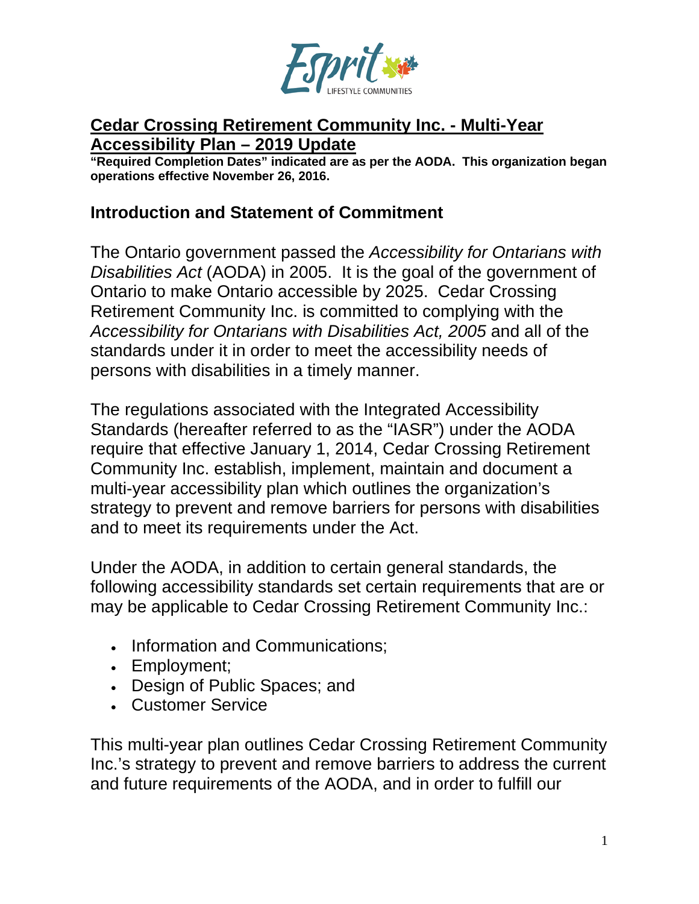# Cedar Crossing Retirement Community Inc. - Multi-Year Accessibility Plan – 2019 Update

**"Required Completion Dates" indicated are as per the AODA. This organization began operations effective November 26, 2016.**

## Introduction and Statement of Commitment

The Ontario government passed the *Accessibility for Ontarians with Disabilities Act* (AODA) in 2005. It is the goal of the government of Ontario to make Ontario accessible by 2025. Cedar Crossing Retirement Community Inc. is committed to complying with the *Accessibility for Ontarians with Disabilities Act, 2005* and all of the standards under it in order to meet the accessibility needs of persons with disabilities in a timely manner.

The regulations associated with the Integrated Accessibility Standards (hereafter referred to as the "IASR") under the AODA require that effective January 1, 2014, Cedar Crossing Retirement Community Inc. establish, implement, maintain and document a multi-year accessibility plan which outlines the organization's strategy to prevent and remove barriers for persons with disabilities and to meet its requirements under the Act.

Under the AODA, in addition to certain general standards, the following accessibility standards set certain requirements that are or may be applicable to Cedar Crossing Retirement Community Inc.:

- Information and Communications;
- Employment;
- Design of Public Spaces; and
- Customer Service

This multi-year plan outlines Cedar Crossing Retirement Community Inc.'s strategy to prevent and remove barriers to address the current and future requirements of the AODA, and in order to fulfill our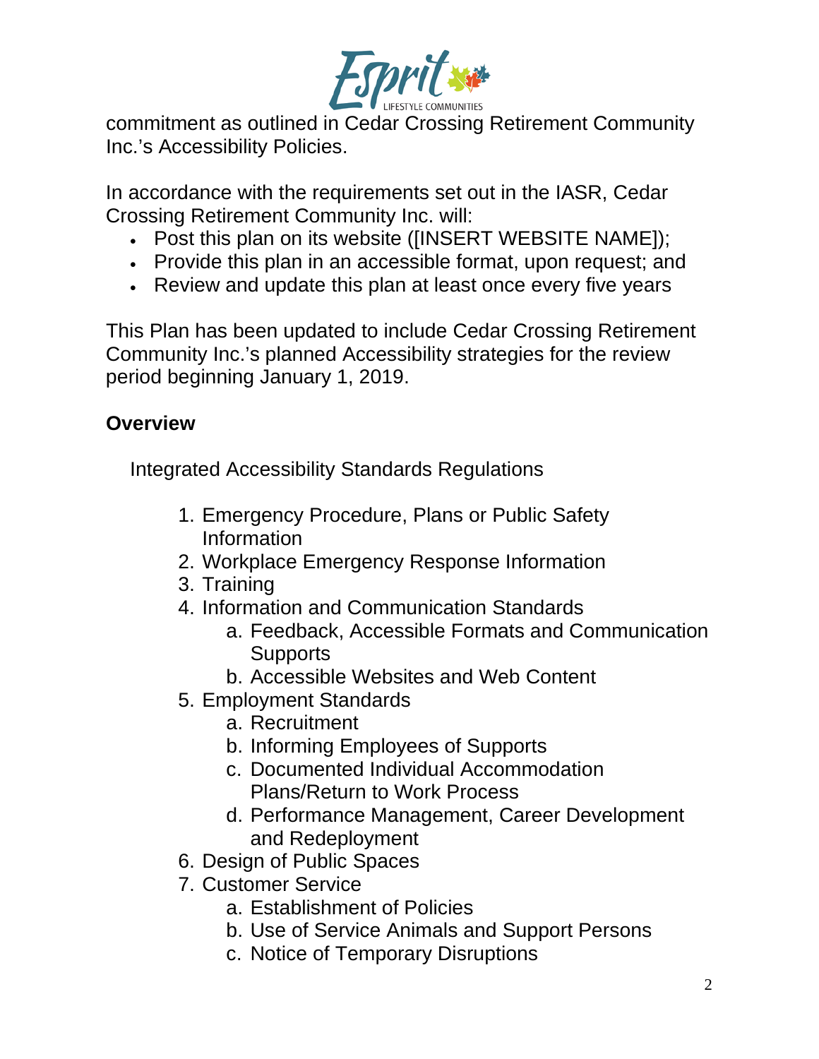commitment as outlined in Cedar Crossing Retirement Community Inc.'s Accessibility Policies.

In accordance with the requirements set out in the IASR, Cedar Crossing Retirement Community Inc. will:

- Post this plan on its website ([INSERT WEBSITE NAME]);
- Provide this plan in an accessible format, upon request; and
- Review and update this plan at least once every five years

This Plan has been updated to include Cedar Crossing Retirement Community Inc.'s planned Accessibility strategies for the review period beginning January 1, 2019.

## Overview

Integrated Accessibility Standards Regulations

1. Emergency Procedure, Plans or Public Safety Information
2. Workplace Emergency Response Information
3. Training
4. Information and Communication Standards
   a. Feedback, Accessible Formats and Communication Supports
   b. Accessible Websites and Web Content
5. Employment Standards
   a. Recruitment
   b. Informing Employees of Supports
   c. Documented Individual Accommodation Plans/Return to Work Process
   d. Performance Management, Career Development and Redeployment
6. Design of Public Spaces
7. Customer Service
   a. Establishment of Policies
   b. Use of Service Animals and Support Persons
   c. Notice of Temporary Disruptions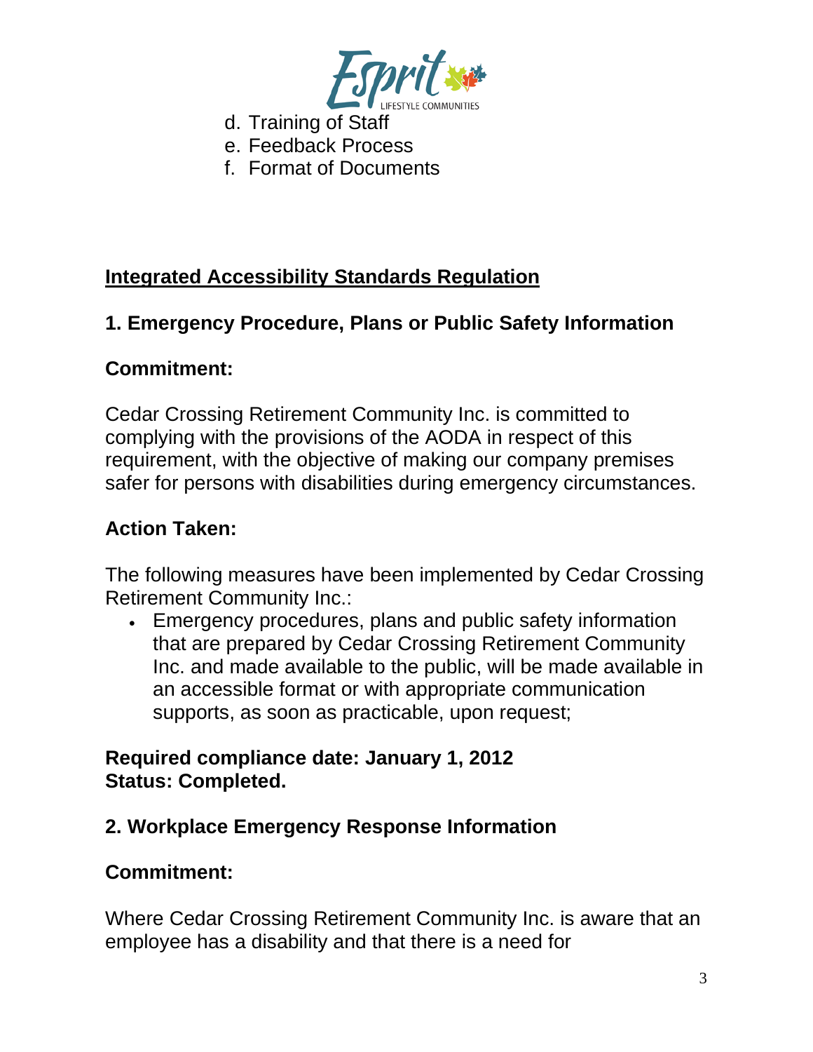d. Training of Staff
e. Feedback Process
f. Format of Documents

## Integrated Accessibility Standards Regulation

### 1. Emergency Procedure, Plans or Public Safety Information

**Commitment:**

Cedar Crossing Retirement Community Inc. is committed to complying with the provisions of the AODA in respect of this requirement, with the objective of making our company premises safer for persons with disabilities during emergency circumstances.

**Action Taken:**

The following measures have been implemented by Cedar Crossing Retirement Community Inc.:

- Emergency procedures, plans and public safety information that are prepared by Cedar Crossing Retirement Community Inc. and made available to the public, will be made available in an accessible format or with appropriate communication supports, as soon as practicable, upon request;

**Required compliance date: January 1, 2012**
**Status: Completed.**

### 2. Workplace Emergency Response Information

**Commitment:**

Where Cedar Crossing Retirement Community Inc. is aware that an employee has a disability and that there is a need for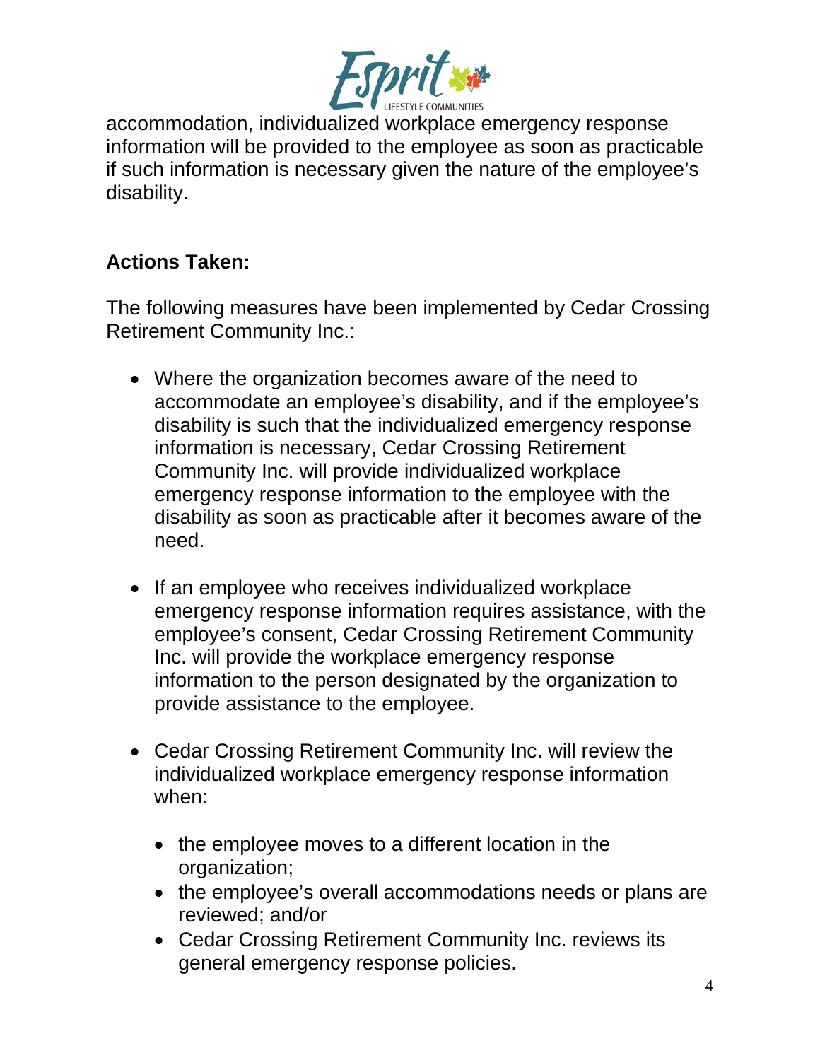accommodation, individualized workplace emergency response information will be provided to the employee as soon as practicable if such information is necessary given the nature of the employee's disability.

**Actions Taken:**

The following measures have been implemented by Cedar Crossing Retirement Community Inc.:

- Where the organization becomes aware of the need to accommodate an employee's disability, and if the employee's disability is such that the individualized emergency response information is necessary, Cedar Crossing Retirement Community Inc. will provide individualized workplace emergency response information to the employee with the disability as soon as practicable after it becomes aware of the need.

- If an employee who receives individualized workplace emergency response information requires assistance, with the employee's consent, Cedar Crossing Retirement Community Inc. will provide the workplace emergency response information to the person designated by the organization to provide assistance to the employee.

- Cedar Crossing Retirement Community Inc. will review the individualized workplace emergency response information when:

  - the employee moves to a different location in the organization;
  - the employee's overall accommodations needs or plans are reviewed; and/or
  - Cedar Crossing Retirement Community Inc. reviews its general emergency response policies.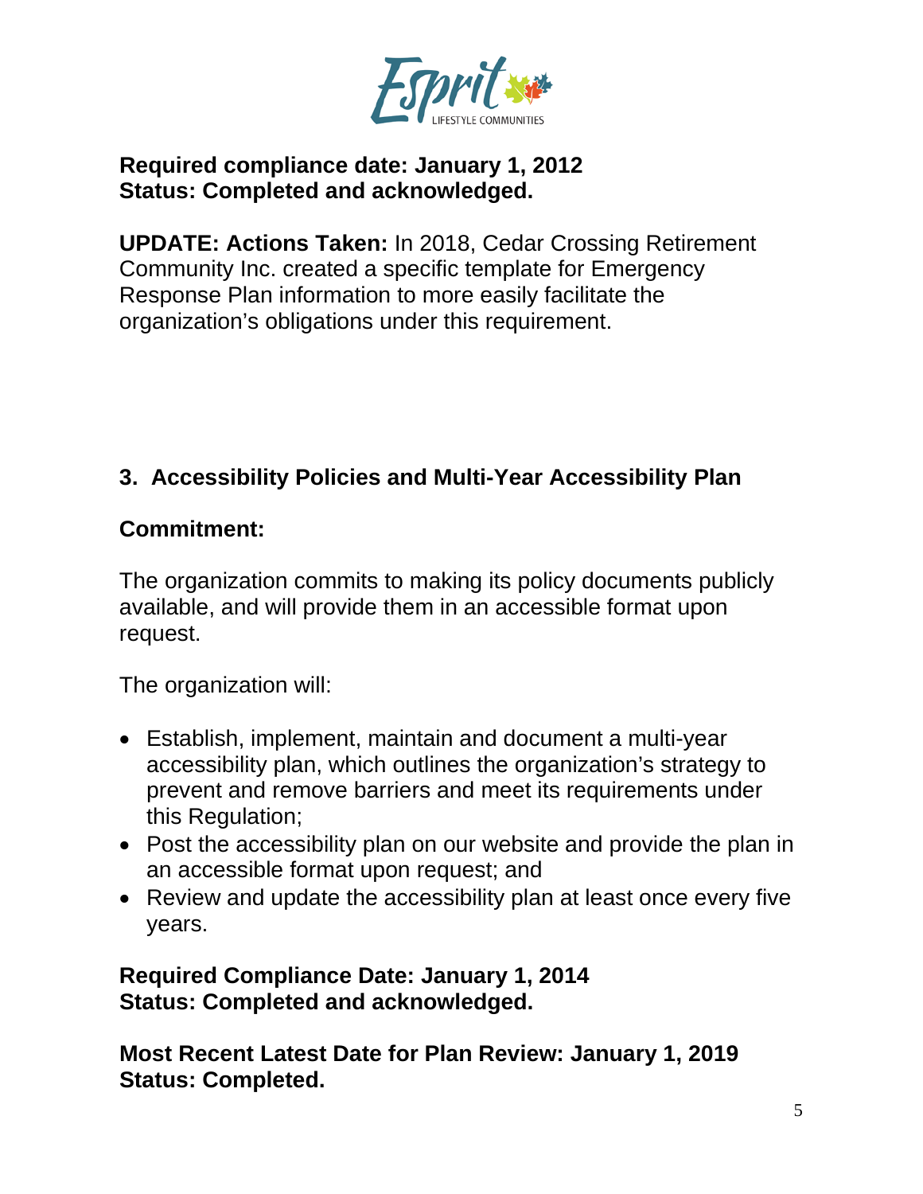**Required compliance date: January 1, 2012**
**Status: Completed and acknowledged.**

**UPDATE: Actions Taken:** In 2018, Cedar Crossing Retirement Community Inc. created a specific template for Emergency Response Plan information to more easily facilitate the organization's obligations under this requirement.

## 3. Accessibility Policies and Multi-Year Accessibility Plan

### Commitment:

The organization commits to making its policy documents publicly available, and will provide them in an accessible format upon request.

The organization will:

- Establish, implement, maintain and document a multi-year accessibility plan, which outlines the organization's strategy to prevent and remove barriers and meet its requirements under this Regulation;
- Post the accessibility plan on our website and provide the plan in an accessible format upon request; and
- Review and update the accessibility plan at least once every five years.

**Required Compliance Date: January 1, 2014**
**Status: Completed and acknowledged.**

**Most Recent Latest Date for Plan Review: January 1, 2019**
**Status: Completed.**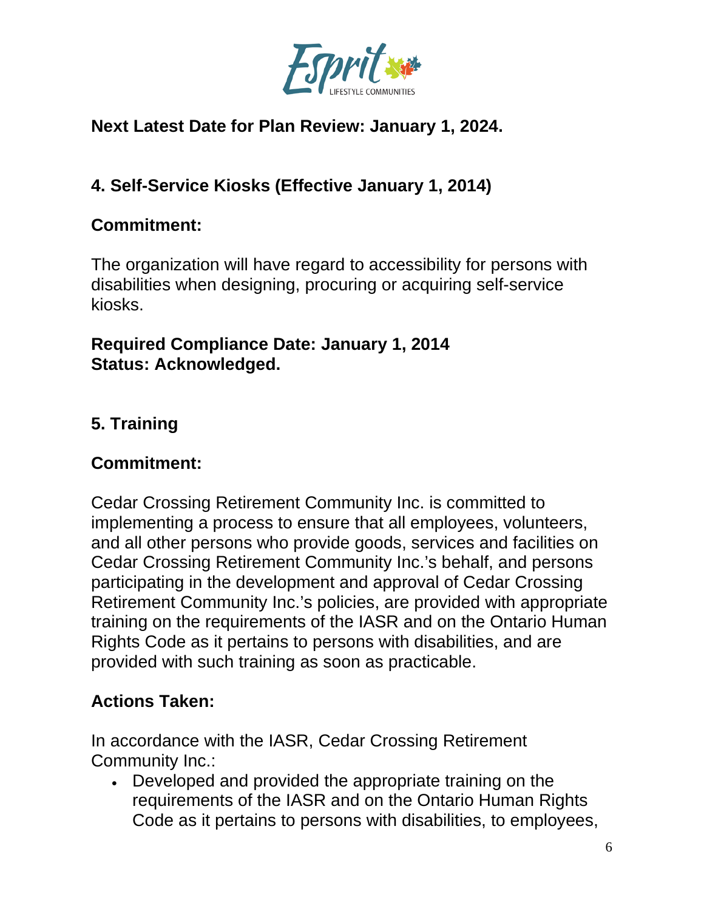**Next Latest Date for Plan Review: January 1, 2024.**

## 4. Self-Service Kiosks (Effective January 1, 2014)

### Commitment:

The organization will have regard to accessibility for persons with disabilities when designing, procuring or acquiring self-service kiosks.

**Required Compliance Date: January 1, 2014**
**Status: Acknowledged.**

## 5. Training

### Commitment:

Cedar Crossing Retirement Community Inc. is committed to implementing a process to ensure that all employees, volunteers, and all other persons who provide goods, services and facilities on Cedar Crossing Retirement Community Inc.'s behalf, and persons participating in the development and approval of Cedar Crossing Retirement Community Inc.'s policies, are provided with appropriate training on the requirements of the IASR and on the Ontario Human Rights Code as it pertains to persons with disabilities, and are provided with such training as soon as practicable.

### Actions Taken:

In accordance with the IASR, Cedar Crossing Retirement Community Inc.:

- Developed and provided the appropriate training on the requirements of the IASR and on the Ontario Human Rights Code as it pertains to persons with disabilities, to employees,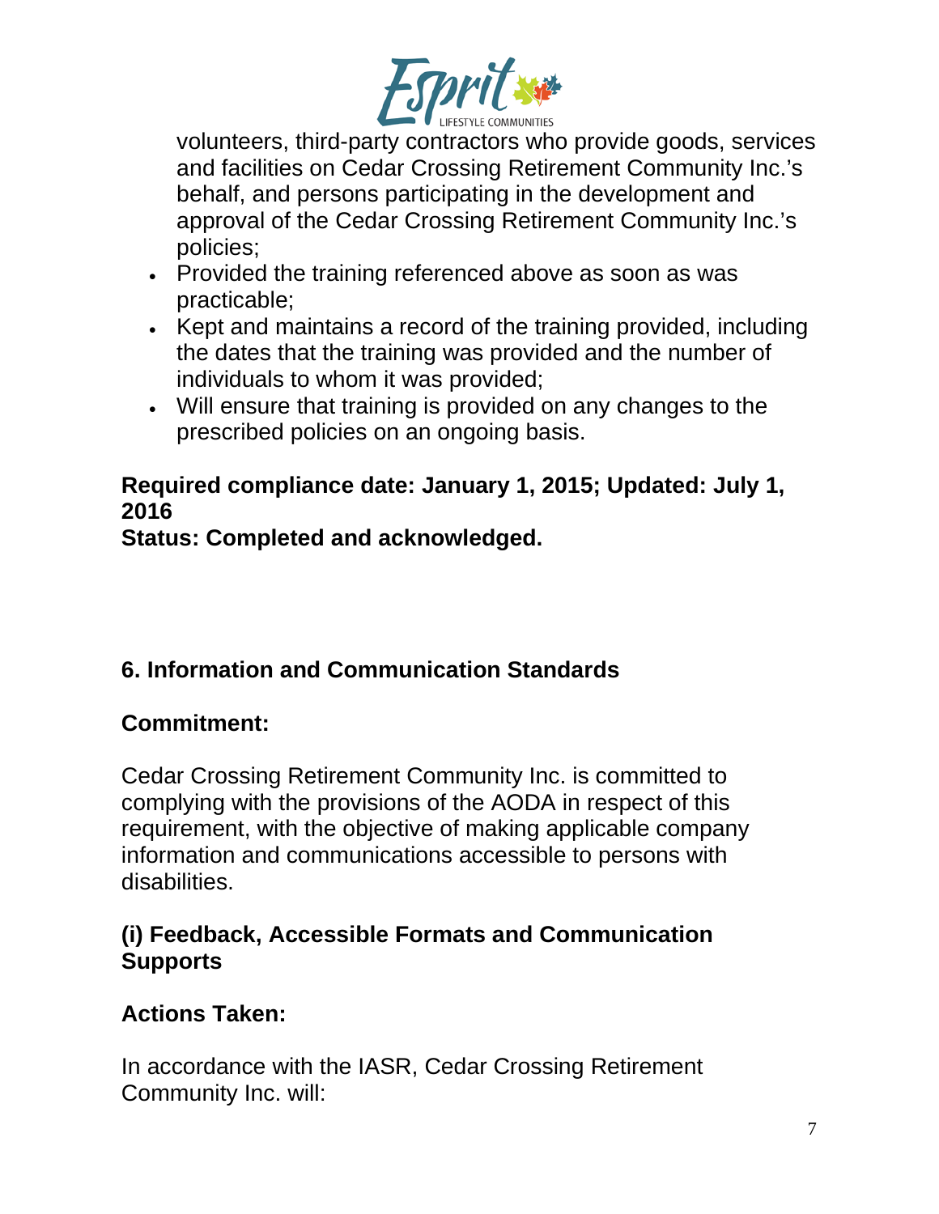volunteers, third-party contractors who provide goods, services and facilities on Cedar Crossing Retirement Community Inc.'s behalf, and persons participating in the development and approval of the Cedar Crossing Retirement Community Inc.'s policies;

- Provided the training referenced above as soon as was practicable;
- Kept and maintains a record of the training provided, including the dates that the training was provided and the number of individuals to whom it was provided;
- Will ensure that training is provided on any changes to the prescribed policies on an ongoing basis.

**Required compliance date: January 1, 2015; Updated: July 1, 2016**
**Status: Completed and acknowledged.**

## 6. Information and Communication Standards

### Commitment:

Cedar Crossing Retirement Community Inc. is committed to complying with the provisions of the AODA in respect of this requirement, with the objective of making applicable company information and communications accessible to persons with disabilities.

### (i) Feedback, Accessible Formats and Communication Supports

### Actions Taken:

In accordance with the IASR, Cedar Crossing Retirement Community Inc. will: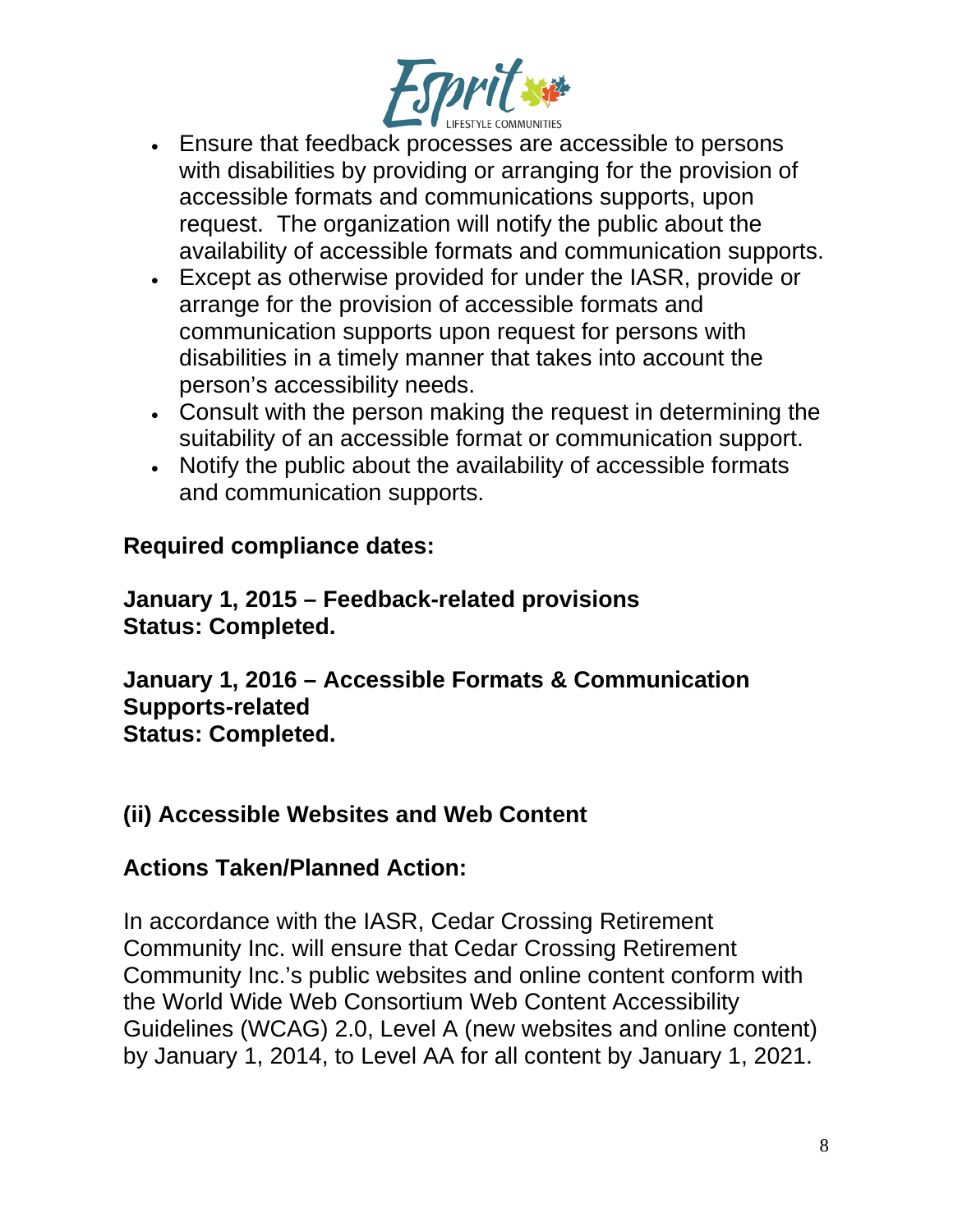- Ensure that feedback processes are accessible to persons with disabilities by providing or arranging for the provision of accessible formats and communications supports, upon request. The organization will notify the public about the availability of accessible formats and communication supports.
- Except as otherwise provided for under the IASR, provide or arrange for the provision of accessible formats and communication supports upon request for persons with disabilities in a timely manner that takes into account the person's accessibility needs.
- Consult with the person making the request in determining the suitability of an accessible format or communication support.
- Notify the public about the availability of accessible formats and communication supports.

**Required compliance dates:**

**January 1, 2015 – Feedback-related provisions**
**Status: Completed.**

**January 1, 2016 – Accessible Formats & Communication Supports-related**
**Status: Completed.**

**(ii) Accessible Websites and Web Content**

**Actions Taken/Planned Action:**

In accordance with the IASR, Cedar Crossing Retirement Community Inc. will ensure that Cedar Crossing Retirement Community Inc.'s public websites and online content conform with the World Wide Web Consortium Web Content Accessibility Guidelines (WCAG) 2.0, Level A (new websites and online content) by January 1, 2014, to Level AA for all content by January 1, 2021.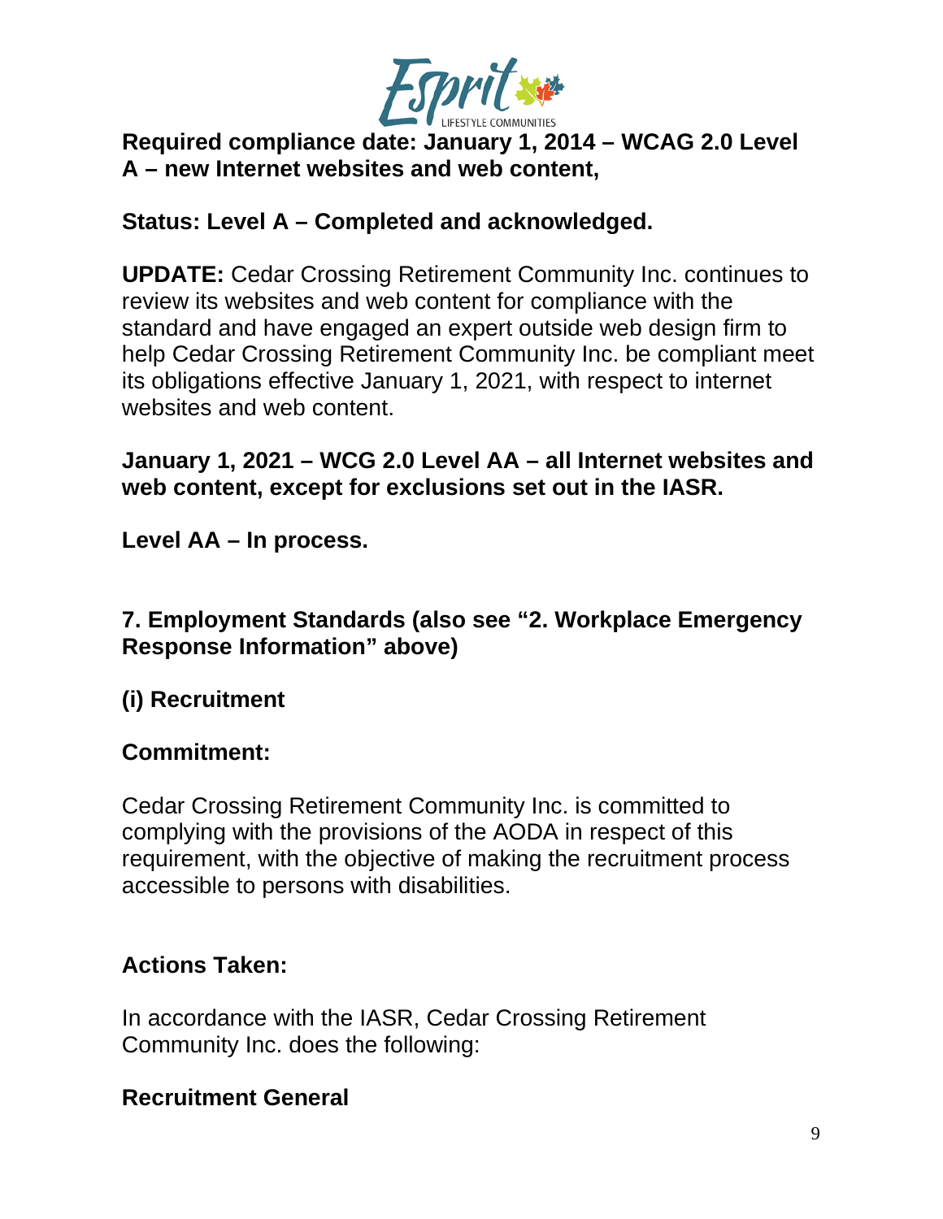**Required compliance date: January 1, 2014 – WCAG 2.0 Level A – new Internet websites and web content,**

**Status: Level A – Completed and acknowledged.**

**UPDATE:** Cedar Crossing Retirement Community Inc. continues to review its websites and web content for compliance with the standard and have engaged an expert outside web design firm to help Cedar Crossing Retirement Community Inc. be compliant meet its obligations effective January 1, 2021, with respect to internet websites and web content.

**January 1, 2021 – WCG 2.0 Level AA – all Internet websites and web content, except for exclusions set out in the IASR.**

**Level AA – In process.**

## 7. Employment Standards (also see "2. Workplace Emergency Response Information" above)

### (i) Recruitment

**Commitment:**

Cedar Crossing Retirement Community Inc. is committed to complying with the provisions of the AODA in respect of this requirement, with the objective of making the recruitment process accessible to persons with disabilities.

**Actions Taken:**

In accordance with the IASR, Cedar Crossing Retirement Community Inc. does the following:

**Recruitment General**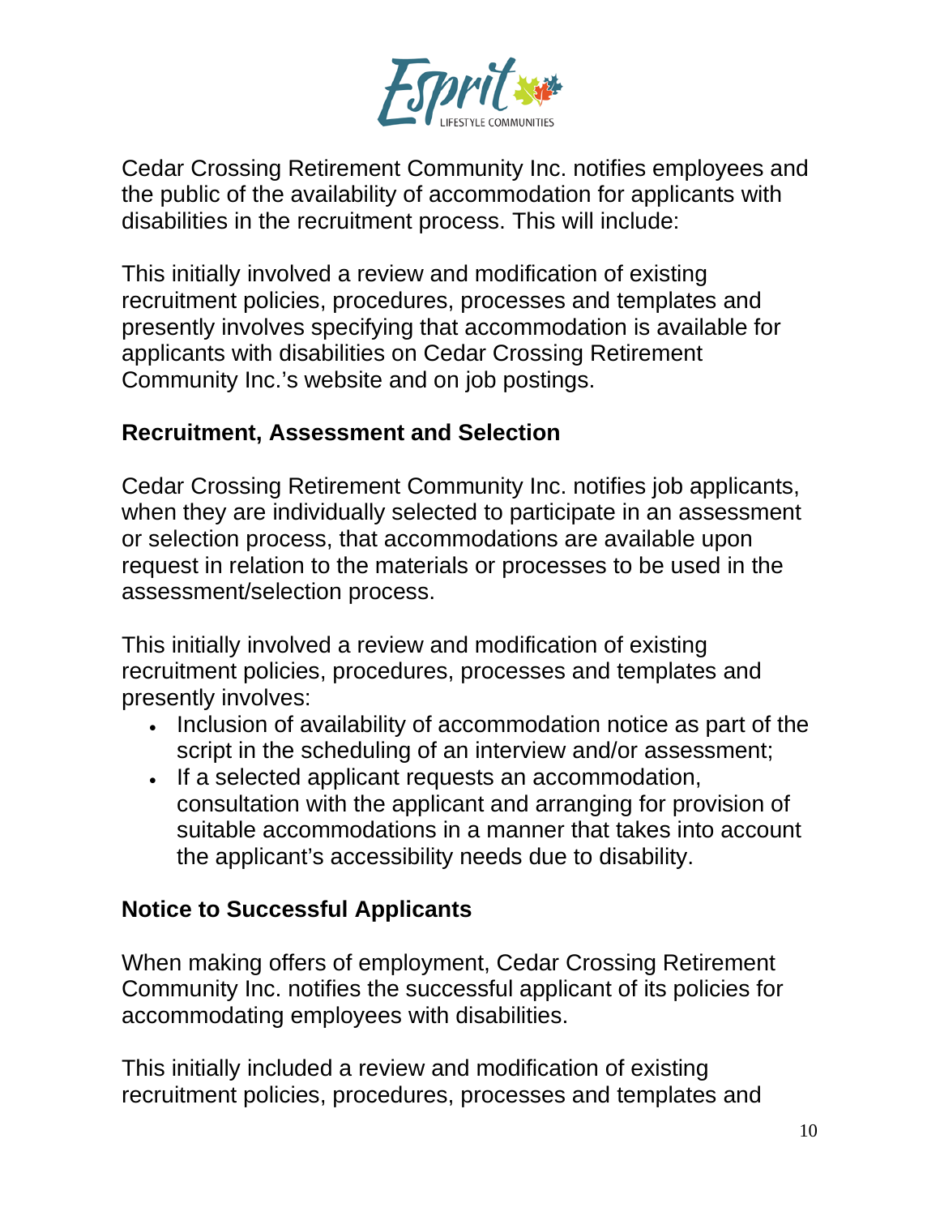Cedar Crossing Retirement Community Inc. notifies employees and the public of the availability of accommodation for applicants with disabilities in the recruitment process. This will include:

This initially involved a review and modification of existing recruitment policies, procedures, processes and templates and presently involves specifying that accommodation is available for applicants with disabilities on Cedar Crossing Retirement Community Inc.'s website and on job postings.

## Recruitment, Assessment and Selection

Cedar Crossing Retirement Community Inc. notifies job applicants, when they are individually selected to participate in an assessment or selection process, that accommodations are available upon request in relation to the materials or processes to be used in the assessment/selection process.

This initially involved a review and modification of existing recruitment policies, procedures, processes and templates and presently involves:

- Inclusion of availability of accommodation notice as part of the script in the scheduling of an interview and/or assessment;
- If a selected applicant requests an accommodation, consultation with the applicant and arranging for provision of suitable accommodations in a manner that takes into account the applicant's accessibility needs due to disability.

## Notice to Successful Applicants

When making offers of employment, Cedar Crossing Retirement Community Inc. notifies the successful applicant of its policies for accommodating employees with disabilities.

This initially included a review and modification of existing recruitment policies, procedures, processes and templates and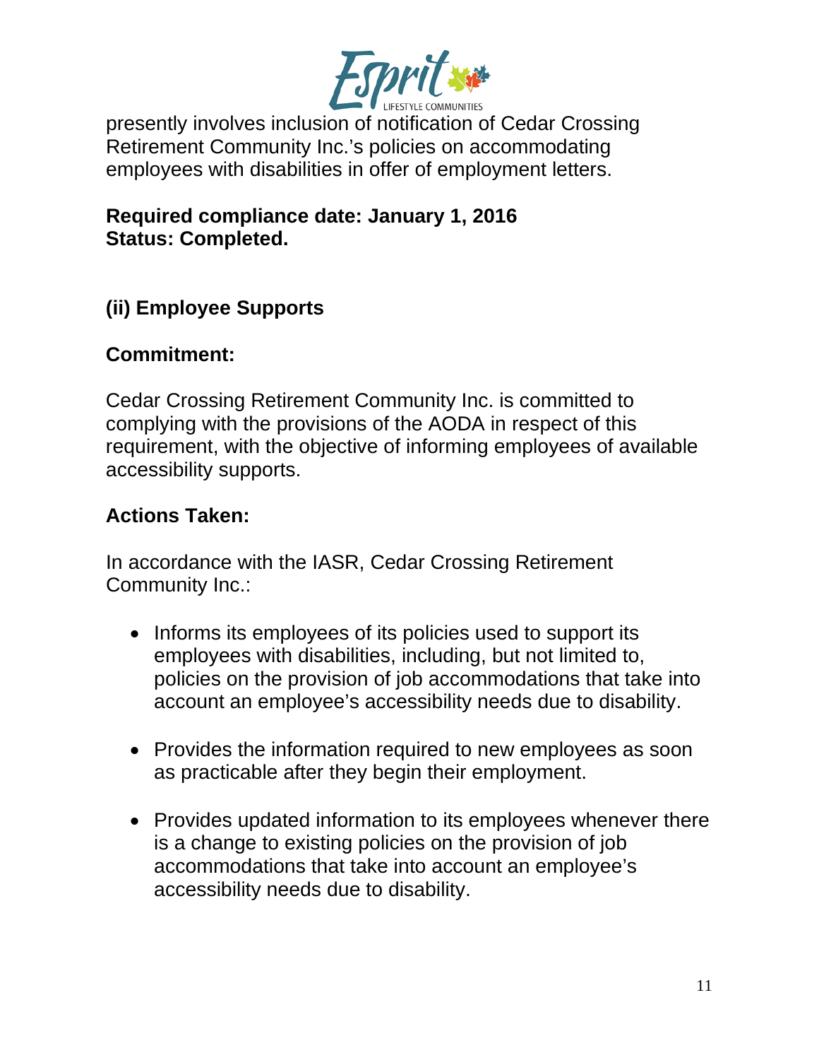presently involves inclusion of notification of Cedar Crossing Retirement Community Inc.'s policies on accommodating employees with disabilities in offer of employment letters.

**Required compliance date: January 1, 2016**
**Status: Completed.**

### (ii) Employee Supports

#### Commitment:

Cedar Crossing Retirement Community Inc. is committed to complying with the provisions of the AODA in respect of this requirement, with the objective of informing employees of available accessibility supports.

#### Actions Taken:

In accordance with the IASR, Cedar Crossing Retirement Community Inc.:

- Informs its employees of its policies used to support its employees with disabilities, including, but not limited to, policies on the provision of job accommodations that take into account an employee's accessibility needs due to disability.
- Provides the information required to new employees as soon as practicable after they begin their employment.
- Provides updated information to its employees whenever there is a change to existing policies on the provision of job accommodations that take into account an employee's accessibility needs due to disability.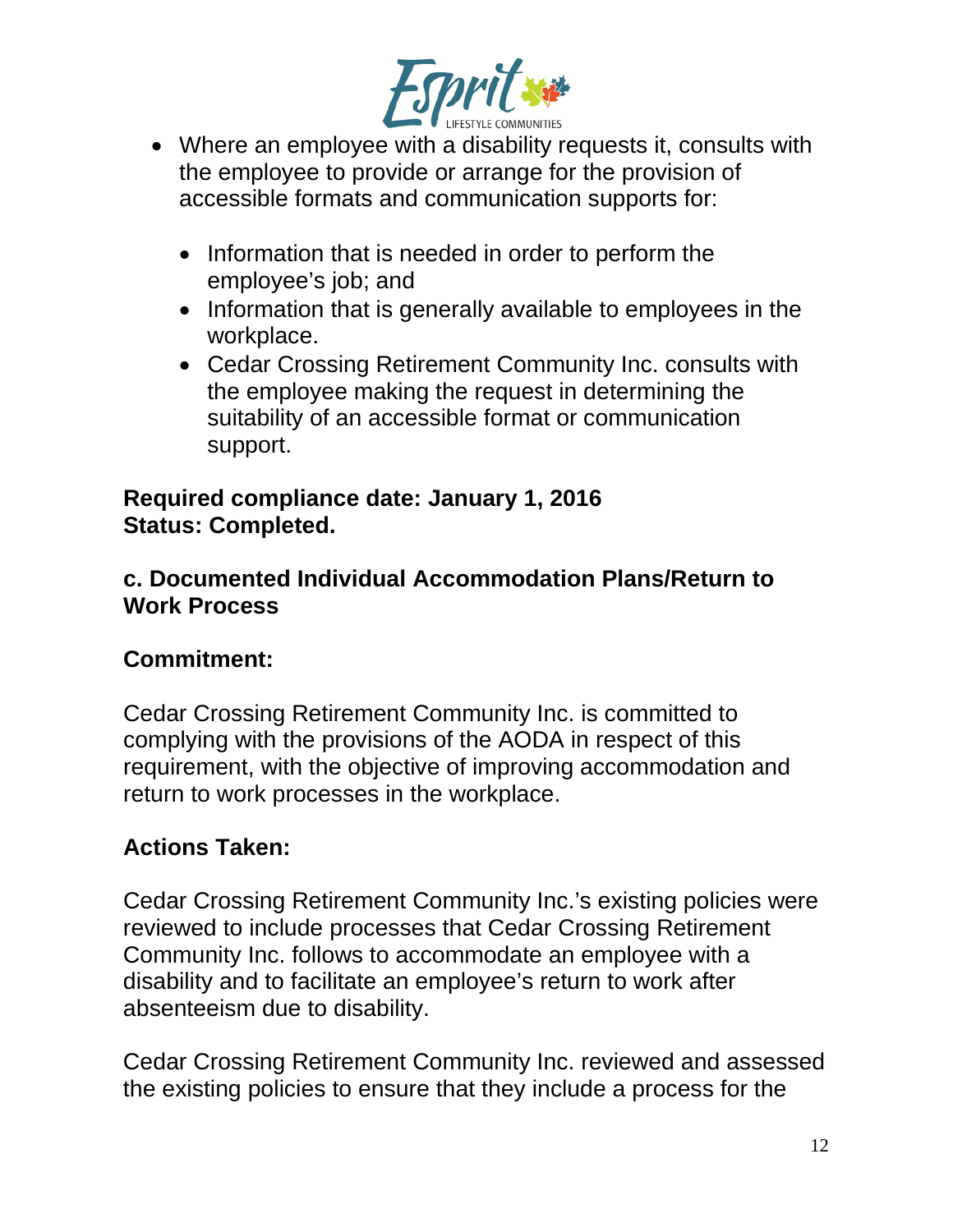- Where an employee with a disability requests it, consults with the employee to provide or arrange for the provision of accessible formats and communication supports for:

  - Information that is needed in order to perform the employee's job; and
  - Information that is generally available to employees in the workplace.
  - Cedar Crossing Retirement Community Inc. consults with the employee making the request in determining the suitability of an accessible format or communication support.

**Required compliance date: January 1, 2016**
**Status: Completed.**

### c. Documented Individual Accommodation Plans/Return to Work Process

**Commitment:**

Cedar Crossing Retirement Community Inc. is committed to complying with the provisions of the AODA in respect of this requirement, with the objective of improving accommodation and return to work processes in the workplace.

**Actions Taken:**

Cedar Crossing Retirement Community Inc.'s existing policies were reviewed to include processes that Cedar Crossing Retirement Community Inc. follows to accommodate an employee with a disability and to facilitate an employee's return to work after absenteeism due to disability.

Cedar Crossing Retirement Community Inc. reviewed and assessed the existing policies to ensure that they include a process for the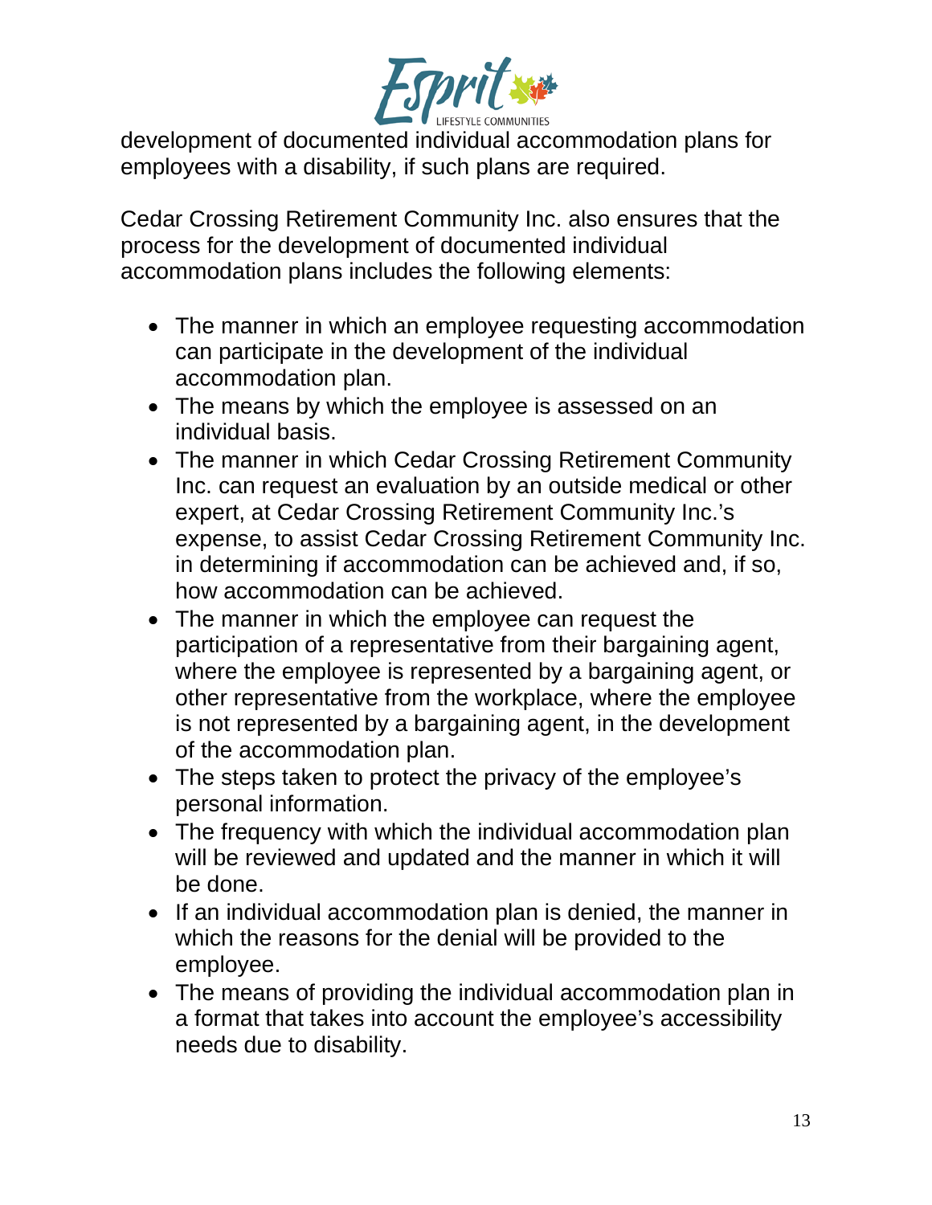development of documented individual accommodation plans for employees with a disability, if such plans are required.

Cedar Crossing Retirement Community Inc. also ensures that the process for the development of documented individual accommodation plans includes the following elements:

- The manner in which an employee requesting accommodation can participate in the development of the individual accommodation plan.
- The means by which the employee is assessed on an individual basis.
- The manner in which Cedar Crossing Retirement Community Inc. can request an evaluation by an outside medical or other expert, at Cedar Crossing Retirement Community Inc.'s expense, to assist Cedar Crossing Retirement Community Inc. in determining if accommodation can be achieved and, if so, how accommodation can be achieved.
- The manner in which the employee can request the participation of a representative from their bargaining agent, where the employee is represented by a bargaining agent, or other representative from the workplace, where the employee is not represented by a bargaining agent, in the development of the accommodation plan.
- The steps taken to protect the privacy of the employee's personal information.
- The frequency with which the individual accommodation plan will be reviewed and updated and the manner in which it will be done.
- If an individual accommodation plan is denied, the manner in which the reasons for the denial will be provided to the employee.
- The means of providing the individual accommodation plan in a format that takes into account the employee's accessibility needs due to disability.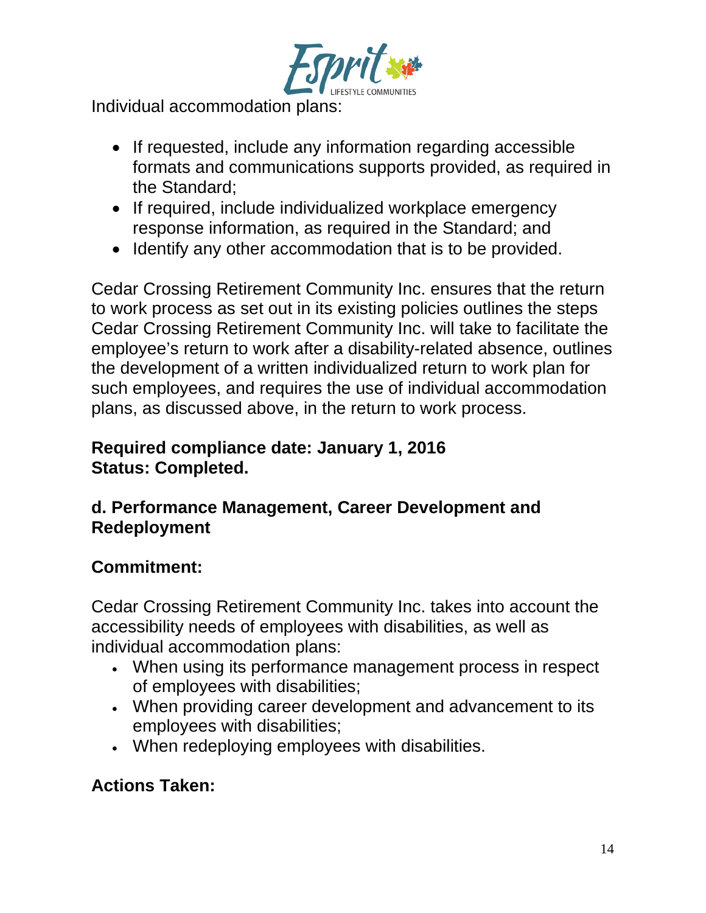Individual accommodation plans:

- If requested, include any information regarding accessible formats and communications supports provided, as required in the Standard;
- If required, include individualized workplace emergency response information, as required in the Standard; and
- Identify any other accommodation that is to be provided.

Cedar Crossing Retirement Community Inc. ensures that the return to work process as set out in its existing policies outlines the steps Cedar Crossing Retirement Community Inc. will take to facilitate the employee's return to work after a disability-related absence, outlines the development of a written individualized return to work plan for such employees, and requires the use of individual accommodation plans, as discussed above, in the return to work process.

**Required compliance date: January 1, 2016**
**Status: Completed.**

### d. Performance Management, Career Development and Redeployment

**Commitment:**

Cedar Crossing Retirement Community Inc. takes into account the accessibility needs of employees with disabilities, as well as individual accommodation plans:

- When using its performance management process in respect of employees with disabilities;
- When providing career development and advancement to its employees with disabilities;
- When redeploying employees with disabilities.

**Actions Taken:**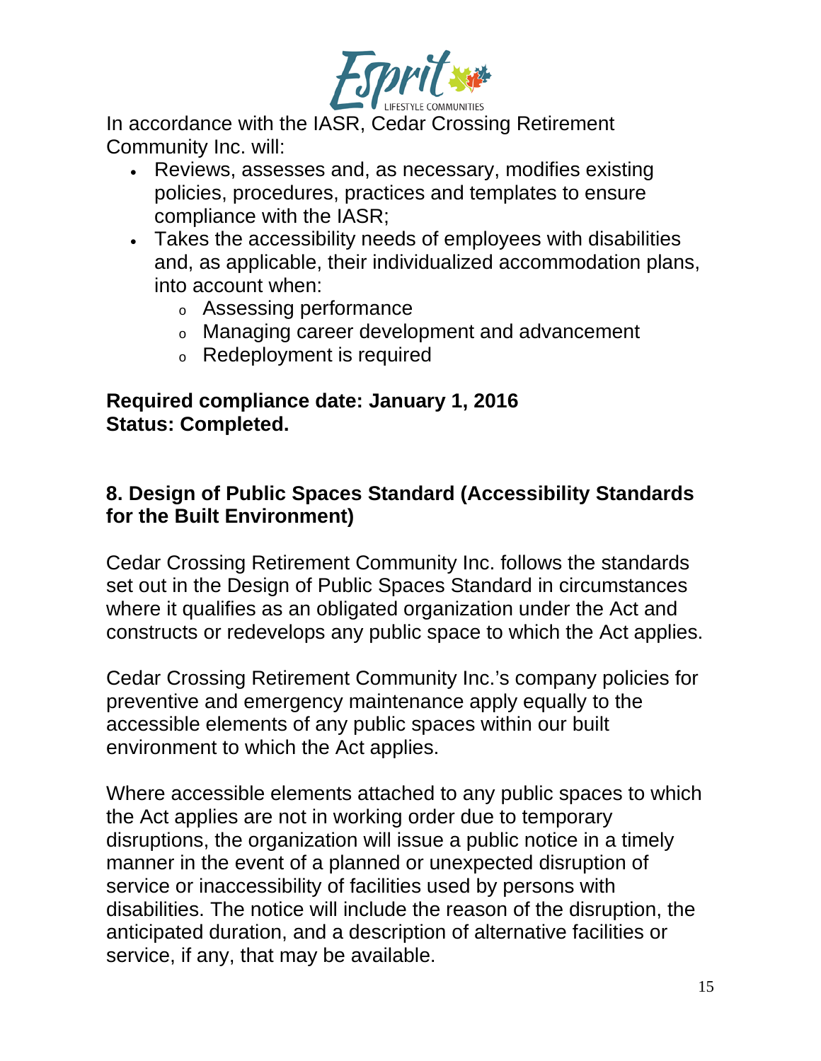In accordance with the IASR, Cedar Crossing Retirement Community Inc. will:

- Reviews, assesses and, as necessary, modifies existing policies, procedures, practices and templates to ensure compliance with the IASR;
- Takes the accessibility needs of employees with disabilities and, as applicable, their individualized accommodation plans, into account when:
  - Assessing performance
  - Managing career development and advancement
  - Redeployment is required

**Required compliance date: January 1, 2016**
**Status: Completed.**

## 8. Design of Public Spaces Standard (Accessibility Standards for the Built Environment)

Cedar Crossing Retirement Community Inc. follows the standards set out in the Design of Public Spaces Standard in circumstances where it qualifies as an obligated organization under the Act and constructs or redevelops any public space to which the Act applies.

Cedar Crossing Retirement Community Inc.'s company policies for preventive and emergency maintenance apply equally to the accessible elements of any public spaces within our built environment to which the Act applies.

Where accessible elements attached to any public spaces to which the Act applies are not in working order due to temporary disruptions, the organization will issue a public notice in a timely manner in the event of a planned or unexpected disruption of service or inaccessibility of facilities used by persons with disabilities. The notice will include the reason of the disruption, the anticipated duration, and a description of alternative facilities or service, if any, that may be available.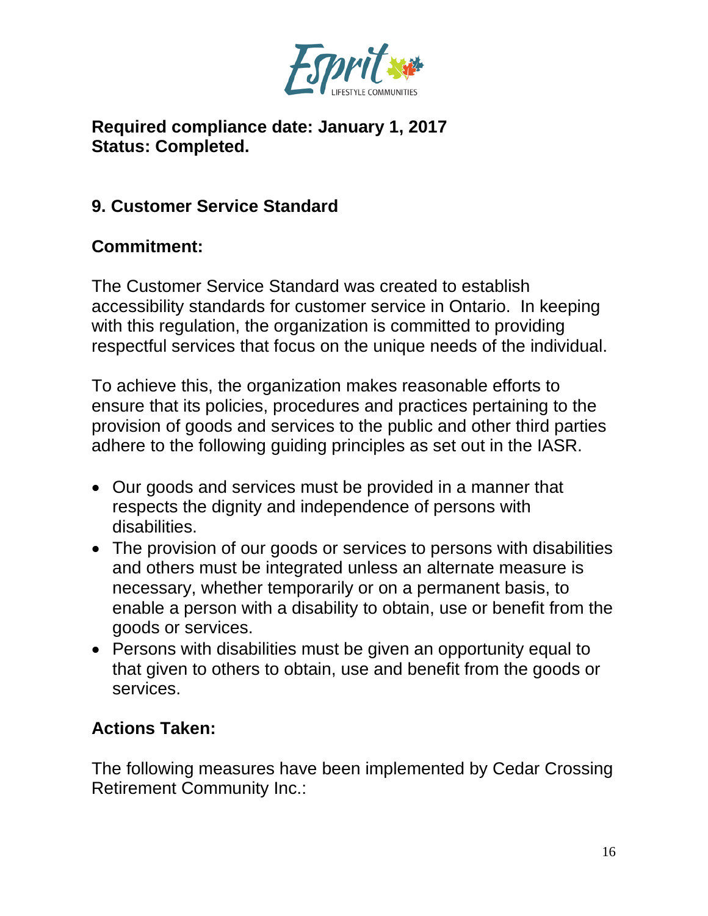**Required compliance date: January 1, 2017**
**Status: Completed.**

## 9. Customer Service Standard

### Commitment:

The Customer Service Standard was created to establish accessibility standards for customer service in Ontario. In keeping with this regulation, the organization is committed to providing respectful services that focus on the unique needs of the individual.

To achieve this, the organization makes reasonable efforts to ensure that its policies, procedures and practices pertaining to the provision of goods and services to the public and other third parties adhere to the following guiding principles as set out in the IASR.

- Our goods and services must be provided in a manner that respects the dignity and independence of persons with disabilities.
- The provision of our goods or services to persons with disabilities and others must be integrated unless an alternate measure is necessary, whether temporarily or on a permanent basis, to enable a person with a disability to obtain, use or benefit from the goods or services.
- Persons with disabilities must be given an opportunity equal to that given to others to obtain, use and benefit from the goods or services.

### Actions Taken:

The following measures have been implemented by Cedar Crossing Retirement Community Inc.: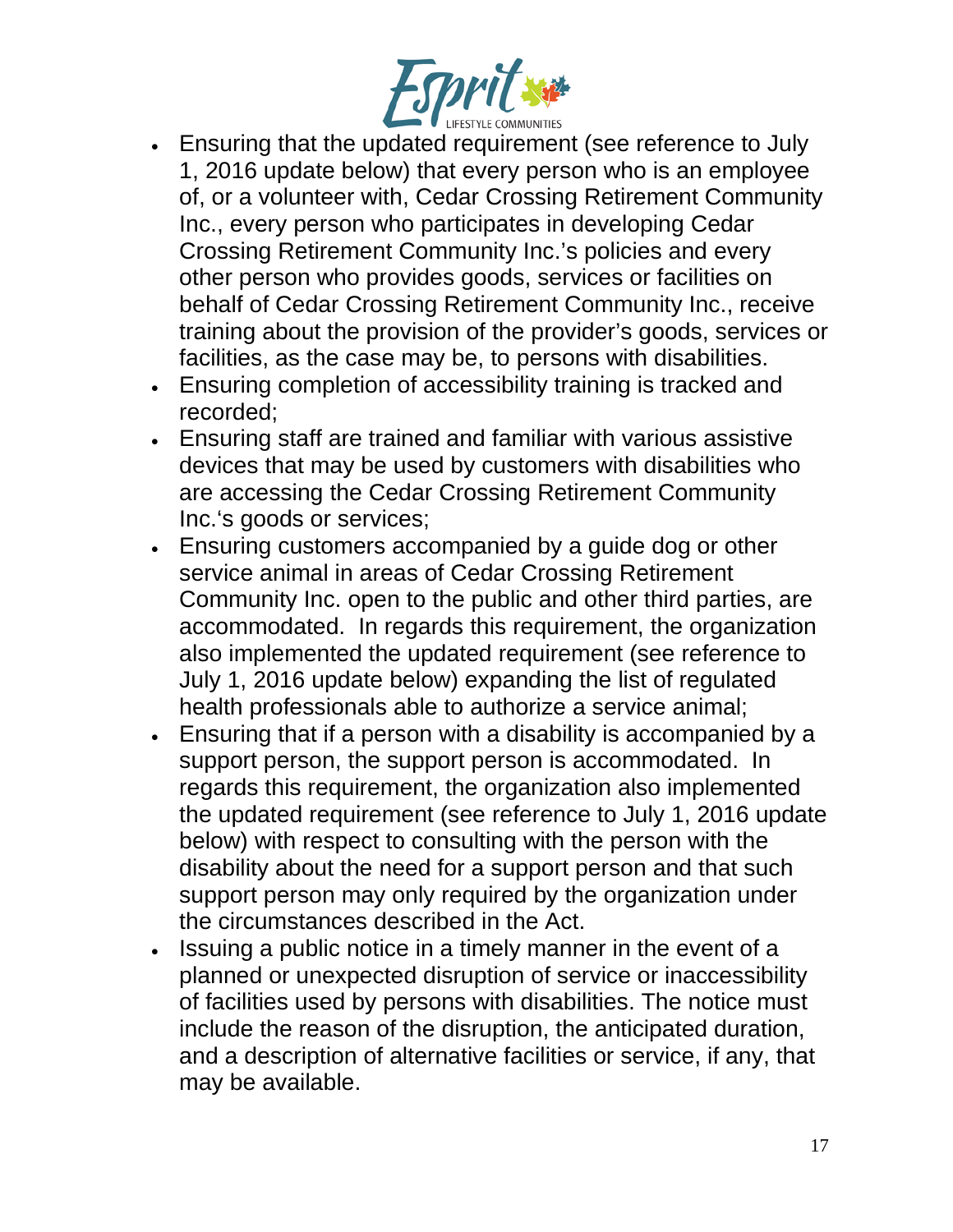- Ensuring that the updated requirement (see reference to July 1, 2016 update below) that every person who is an employee of, or a volunteer with, Cedar Crossing Retirement Community Inc., every person who participates in developing Cedar Crossing Retirement Community Inc.'s policies and every other person who provides goods, services or facilities on behalf of Cedar Crossing Retirement Community Inc., receive training about the provision of the provider's goods, services or facilities, as the case may be, to persons with disabilities.
- Ensuring completion of accessibility training is tracked and recorded;
- Ensuring staff are trained and familiar with various assistive devices that may be used by customers with disabilities who are accessing the Cedar Crossing Retirement Community Inc.'s goods or services;
- Ensuring customers accompanied by a guide dog or other service animal in areas of Cedar Crossing Retirement Community Inc. open to the public and other third parties, are accommodated. In regards this requirement, the organization also implemented the updated requirement (see reference to July 1, 2016 update below) expanding the list of regulated health professionals able to authorize a service animal;
- Ensuring that if a person with a disability is accompanied by a support person, the support person is accommodated. In regards this requirement, the organization also implemented the updated requirement (see reference to July 1, 2016 update below) with respect to consulting with the person with the disability about the need for a support person and that such support person may only required by the organization under the circumstances described in the Act.
- Issuing a public notice in a timely manner in the event of a planned or unexpected disruption of service or inaccessibility of facilities used by persons with disabilities. The notice must include the reason of the disruption, the anticipated duration, and a description of alternative facilities or service, if any, that may be available.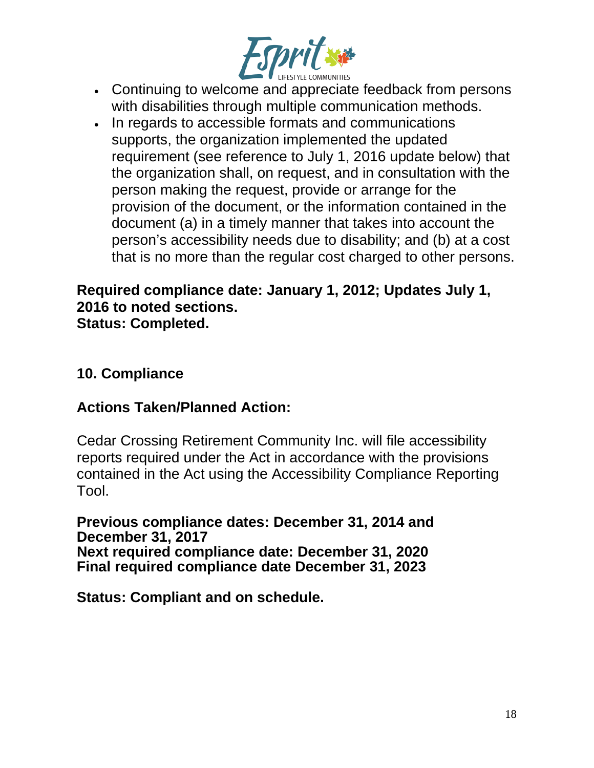- Continuing to welcome and appreciate feedback from persons with disabilities through multiple communication methods.
- In regards to accessible formats and communications supports, the organization implemented the updated requirement (see reference to July 1, 2016 update below) that the organization shall, on request, and in consultation with the person making the request, provide or arrange for the provision of the document, or the information contained in the document (a) in a timely manner that takes into account the person's accessibility needs due to disability; and (b) at a cost that is no more than the regular cost charged to other persons.

**Required compliance date: January 1, 2012; Updates July 1, 2016 to noted sections.**
**Status: Completed.**

## 10. Compliance

**Actions Taken/Planned Action:**

Cedar Crossing Retirement Community Inc. will file accessibility reports required under the Act in accordance with the provisions contained in the Act using the Accessibility Compliance Reporting Tool.

**Previous compliance dates: December 31, 2014 and December 31, 2017**
**Next required compliance date: December 31, 2020**
**Final required compliance date December 31, 2023**

**Status: Compliant and on schedule.**